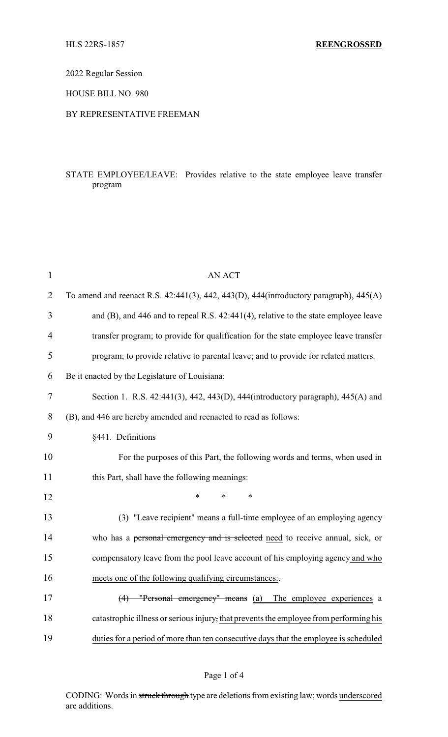HLS 22RS-1857 **REENGROSSED**

2022 Regular Session

HOUSE BILL NO. 980

BY REPRESENTATIVE FREEMAN

STATE EMPLOYEE/LEAVE: Provides relative to the state employee leave transfer program

AN ACT

To amend and reenact R.S. 42:441(3), 442, 443(D), 444(introductory paragraph), 445(A) and (B), and 446 and to repeal R.S. 42:441(4), relative to the state employee leave transfer program; to provide for qualification for the state employee leave transfer program; to provide relative to parental leave; and to provide for related matters.

Be it enacted by the Legislature of Louisiana:

Section 1. R.S. 42:441(3), 442, 443(D), 444(introductory paragraph), 445(A) and (B), and 446 are hereby amended and reenacted to read as follows:

§441. Definitions

For the purposes of this Part, the following words and terms, when used in this Part, shall have the following meanings:

\* \* \*

(3) "Leave recipient" means a full-time employee of an employing agency who has a ~~personal emergency and is selected~~ need to receive annual, sick, or compensatory leave from the pool leave account of his employing agency and who meets one of the following qualifying circumstances:~~.~~

~~(4) "Personal emergency" means~~ (a) The employee experiences a catastrophic illness or serious injury~~,~~ that prevents the employee from performing his duties for a period of more than ten consecutive days that the employee is scheduled

CODING: Words in ~~struck through~~ type are deletions from existing law; words underscored are additions.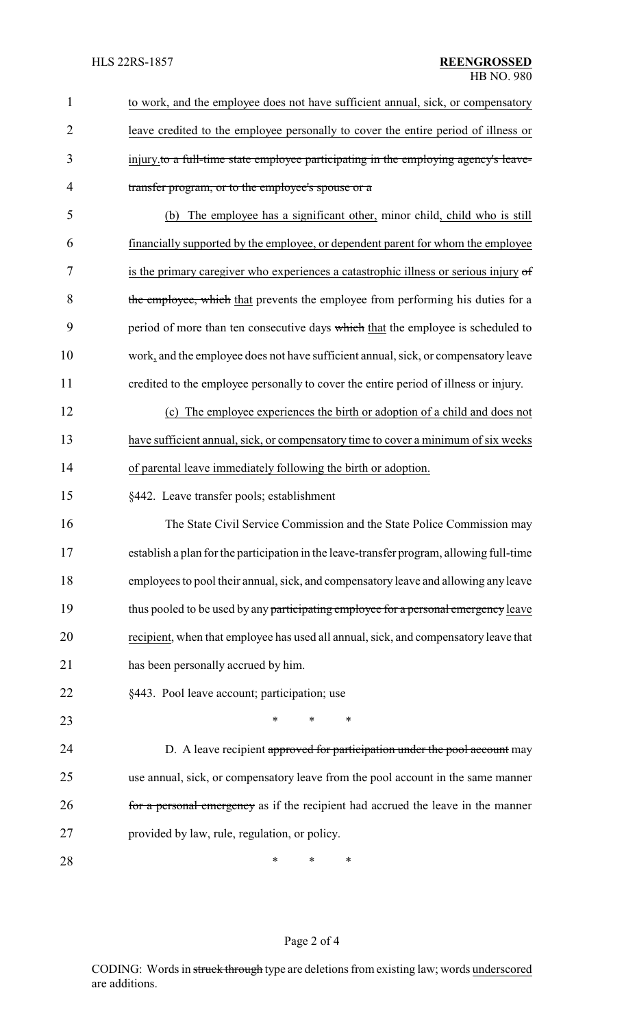to work, and the employee does not have sufficient annual, sick, or compensatory leave credited to the employee personally to cover the entire period of illness or injury.~~to a full-time state employee participating in the employing agency's leave-transfer program, or to the employee's spouse or a~~

(b) The employee has a significant other, minor child, child who is still financially supported by the employee, or dependent parent for whom the employee is the primary caregiver who experiences a catastrophic illness or serious injury ~~of the employee, which~~ that prevents the employee from performing his duties for a period of more than ten consecutive days ~~which~~ that the employee is scheduled to work, and the employee does not have sufficient annual, sick, or compensatory leave credited to the employee personally to cover the entire period of illness or injury.

(c) The employee experiences the birth or adoption of a child and does not have sufficient annual, sick, or compensatory time to cover a minimum of six weeks of parental leave immediately following the birth or adoption.

§442. Leave transfer pools; establishment

The State Civil Service Commission and the State Police Commission may establish a plan for the participation in the leave-transfer program, allowing full-time employees to pool their annual, sick, and compensatory leave and allowing any leave thus pooled to be used by any ~~participating employee for a personal emergency~~ leave recipient, when that employee has used all annual, sick, and compensatory leave that has been personally accrued by him.

§443. Pool leave account; participation; use

\* \* \*

D. A leave recipient ~~approved for participation under the pool account~~ may use annual, sick, or compensatory leave from the pool account in the same manner ~~for a personal emergency~~ as if the recipient had accrued the leave in the manner provided by law, rule, regulation, or policy.

\* \* \*

CODING: Words in ~~struck through~~ type are deletions from existing law; words underscored are additions.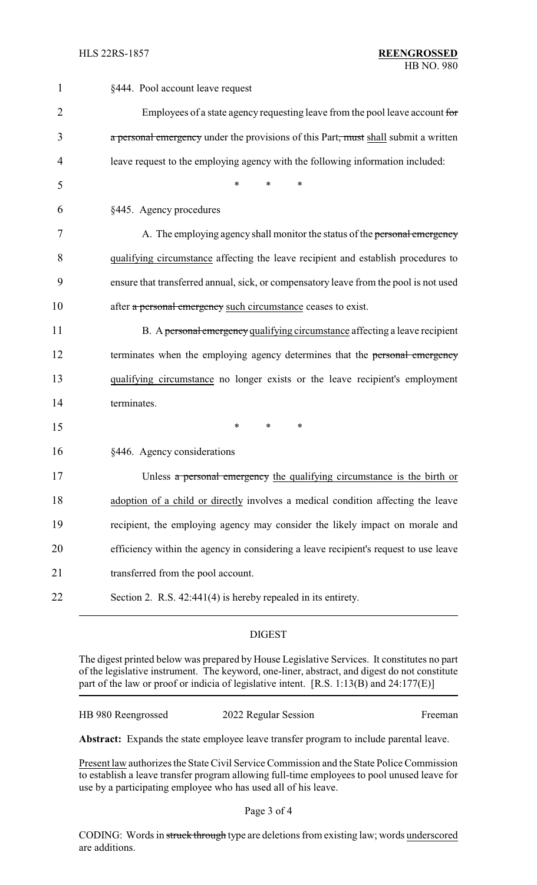§444. Pool account leave request

Employees of a state agency requesting leave from the pool leave account ~~for a personal emergency~~ under the provisions of this Part~~, must~~ shall submit a written leave request to the employing agency with the following information included:

\* \* \*

§445. Agency procedures

A. The employing agency shall monitor the status of the ~~personal emergency~~ qualifying circumstance affecting the leave recipient and establish procedures to ensure that transferred annual, sick, or compensatory leave from the pool is not used after ~~a personal emergency~~ such circumstance ceases to exist.

B. A ~~personal emergency~~ qualifying circumstance affecting a leave recipient terminates when the employing agency determines that the ~~personal emergency~~ qualifying circumstance no longer exists or the leave recipient's employment terminates.

\* \* \*

§446. Agency considerations

Unless ~~a personal emergency~~ the qualifying circumstance is the birth or adoption of a child or directly involves a medical condition affecting the leave recipient, the employing agency may consider the likely impact on morale and efficiency within the agency in considering a leave recipient's request to use leave transferred from the pool account.

Section 2. R.S. 42:441(4) is hereby repealed in its entirety.

## DIGEST

The digest printed below was prepared by House Legislative Services. It constitutes no part of the legislative instrument. The keyword, one-liner, abstract, and digest do not constitute part of the law or proof or indicia of legislative intent. [R.S. 1:13(B) and 24:177(E)]

HB 980 Reengrossed — 2022 Regular Session — Freeman

**Abstract:** Expands the state employee leave transfer program to include parental leave.

Present law authorizes the State Civil Service Commission and the State Police Commission to establish a leave transfer program allowing full-time employees to pool unused leave for use by a participating employee who has used all of his leave.

CODING: Words in ~~struck through~~ type are deletions from existing law; words underscored are additions.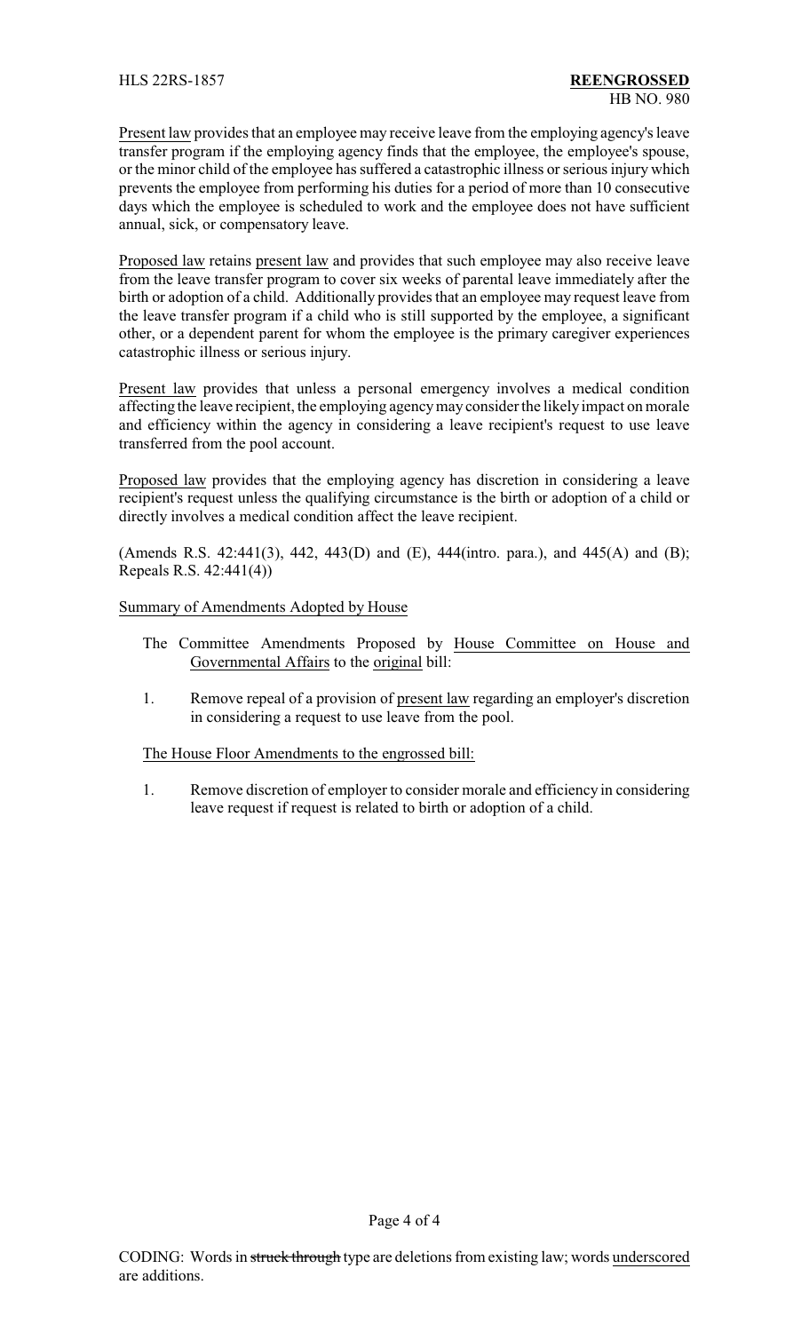Present law provides that an employee may receive leave from the employing agency's leave transfer program if the employing agency finds that the employee, the employee's spouse, or the minor child of the employee has suffered a catastrophic illness or serious injury which prevents the employee from performing his duties for a period of more than 10 consecutive days which the employee is scheduled to work and the employee does not have sufficient annual, sick, or compensatory leave.

Proposed law retains present law and provides that such employee may also receive leave from the leave transfer program to cover six weeks of parental leave immediately after the birth or adoption of a child. Additionally provides that an employee may request leave from the leave transfer program if a child who is still supported by the employee, a significant other, or a dependent parent for whom the employee is the primary caregiver experiences catastrophic illness or serious injury.

Present law provides that unless a personal emergency involves a medical condition affecting the leave recipient, the employing agency may consider the likely impact on morale and efficiency within the agency in considering a leave recipient's request to use leave transferred from the pool account.

Proposed law provides that the employing agency has discretion in considering a leave recipient's request unless the qualifying circumstance is the birth or adoption of a child or directly involves a medical condition affect the leave recipient.

(Amends R.S. 42:441(3), 442, 443(D) and (E), 444(intro. para.), and 445(A) and (B); Repeals R.S. 42:441(4))

Summary of Amendments Adopted by House

The Committee Amendments Proposed by House Committee on House and Governmental Affairs to the original bill:

1. Remove repeal of a provision of present law regarding an employer's discretion in considering a request to use leave from the pool.

The House Floor Amendments to the engrossed bill:

1. Remove discretion of employer to consider morale and efficiency in considering leave request if request is related to birth or adoption of a child.